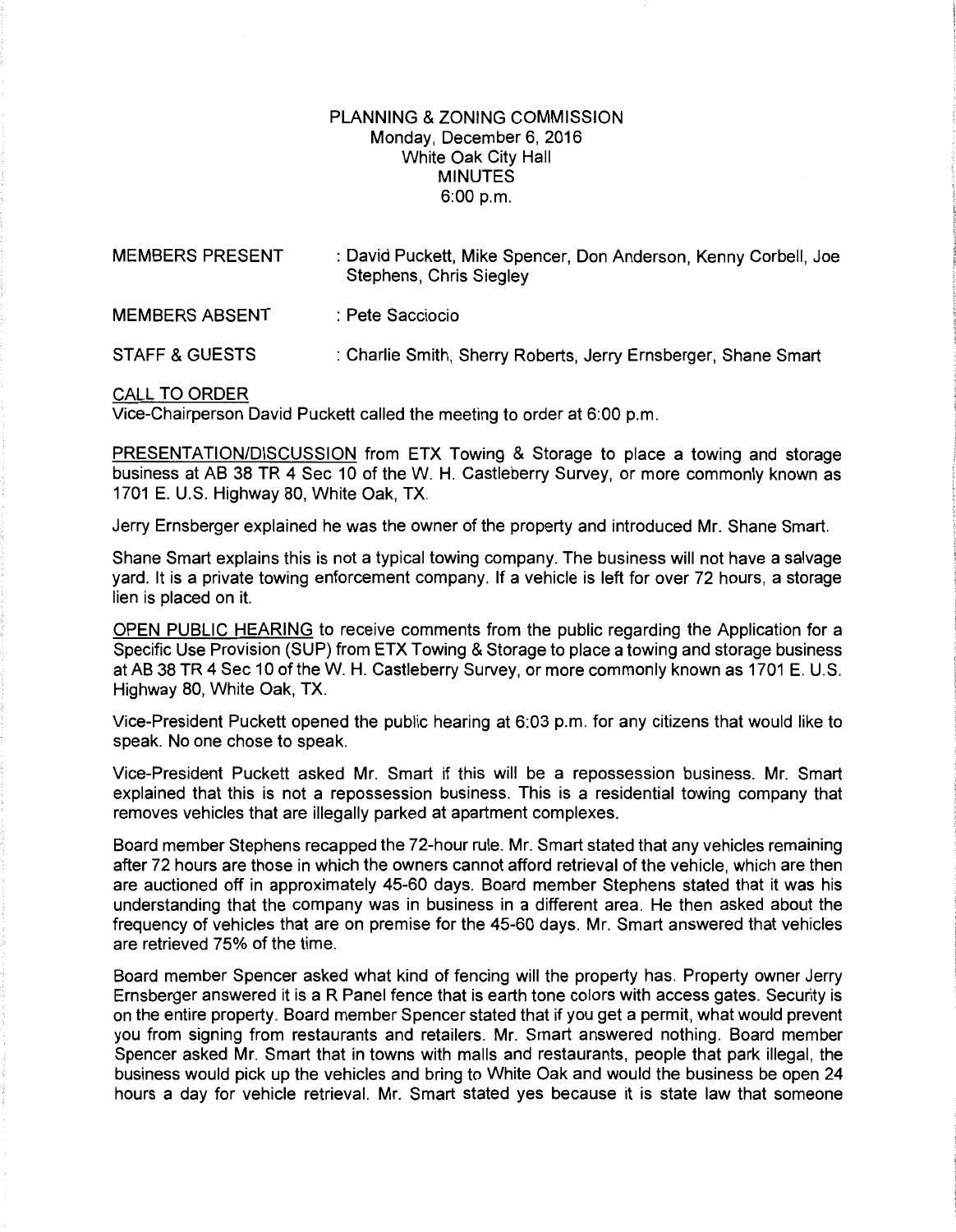PLANNING & ZONING COMMISSION
Monday, December 6, 2016
White Oak City Hall
MINUTES
6:00 p.m.

MEMBERS PRESENT : David Puckett, Mike Spencer, Don Anderson, Kenny Corbell, Joe Stephens, Chris Siegley

MEMBERS ABSENT : Pete Sacciocio

STAFF & GUESTS : Charlie Smith, Sherry Roberts, Jerry Ernsberger, Shane Smart

CALL TO ORDER
Vice-Chairperson David Puckett called the meeting to order at 6:00 p.m.

PRESENTATION/DISCUSSION from ETX Towing & Storage to place a towing and storage business at AB 38 TR 4 Sec 10 of the W. H. Castleberry Survey, or more commonly known as 1701 E. U.S. Highway 80, White Oak, TX.

Jerry Ernsberger explained he was the owner of the property and introduced Mr. Shane Smart.

Shane Smart explains this is not a typical towing company. The business will not have a salvage yard. It is a private towing enforcement company. If a vehicle is left for over 72 hours, a storage lien is placed on it.

OPEN PUBLIC HEARING to receive comments from the public regarding the Application for a Specific Use Provision (SUP) from ETX Towing & Storage to place a towing and storage business at AB 38 TR 4 Sec 10 of the W. H. Castleberry Survey, or more commonly known as 1701 E. U.S. Highway 80, White Oak, TX.

Vice-President Puckett opened the public hearing at 6:03 p.m. for any citizens that would like to speak. No one chose to speak.

Vice-President Puckett asked Mr. Smart if this will be a repossession business. Mr. Smart explained that this is not a repossession business. This is a residential towing company that removes vehicles that are illegally parked at apartment complexes.

Board member Stephens recapped the 72-hour rule. Mr. Smart stated that any vehicles remaining after 72 hours are those in which the owners cannot afford retrieval of the vehicle, which are then are auctioned off in approximately 45-60 days. Board member Stephens stated that it was his understanding that the company was in business in a different area. He then asked about the frequency of vehicles that are on premise for the 45-60 days. Mr. Smart answered that vehicles are retrieved 75% of the time.

Board member Spencer asked what kind of fencing will the property has. Property owner Jerry Ernsberger answered it is a R Panel fence that is earth tone colors with access gates. Security is on the entire property. Board member Spencer stated that if you get a permit, what would prevent you from signing from restaurants and retailers. Mr. Smart answered nothing. Board member Spencer asked Mr. Smart that in towns with malls and restaurants, people that park illegal, the business would pick up the vehicles and bring to White Oak and would the business be open 24 hours a day for vehicle retrieval. Mr. Smart stated yes because it is state law that someone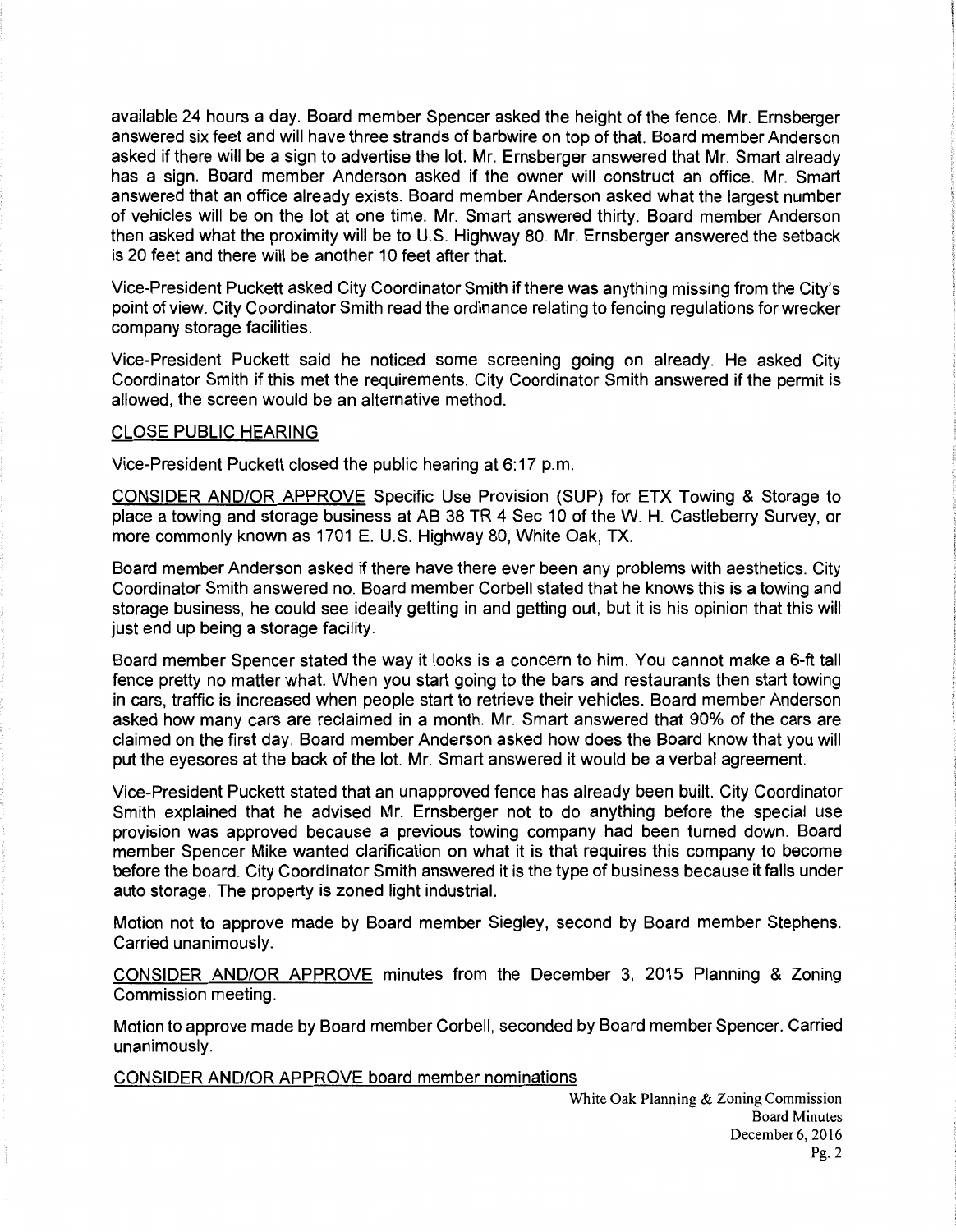available 24 hours a day. Board member Spencer asked the height of the fence. Mr. Ernsberger answered six feet and will have three strands of barbwire on top of that. Board member Anderson asked if there will be a sign to advertise the lot. Mr. Ernsberger answered that Mr. Smart already has a sign. Board member Anderson asked if the owner will construct an office. Mr. Smart answered that an office already exists. Board member Anderson asked what the largest number of vehicles will be on the lot at one time. Mr. Smart answered thirty. Board member Anderson then asked what the proximity will be to U.S. Highway 80. Mr. Ernsberger answered the setback is 20 feet and there will be another 10 feet after that.

Vice-President Puckett asked City Coordinator Smith if there was anything missing from the City's point of view. City Coordinator Smith read the ordinance relating to fencing regulations for wrecker company storage facilities.

Vice-President Puckett said he noticed some screening going on already. He asked City Coordinator Smith if this met the requirements. City Coordinator Smith answered if the permit is allowed, the screen would be an alternative method.

<u>CLOSE PUBLIC HEARING</u>

Vice-President Puckett closed the public hearing at 6:17 p.m.

<u>CONSIDER AND/OR APPROVE</u> Specific Use Provision (SUP) for ETX Towing & Storage to place a towing and storage business at AB 38 TR 4 Sec 10 of the W. H. Castleberry Survey, or more commonly known as 1701 E. U.S. Highway 80, White Oak, TX.

Board member Anderson asked if there have there ever been any problems with aesthetics. City Coordinator Smith answered no. Board member Corbell stated that he knows this is a towing and storage business, he could see ideally getting in and getting out, but it is his opinion that this will just end up being a storage facility.

Board member Spencer stated the way it looks is a concern to him. You cannot make a 6-ft tall fence pretty no matter what. When you start going to the bars and restaurants then start towing in cars, traffic is increased when people start to retrieve their vehicles. Board member Anderson asked how many cars are reclaimed in a month. Mr. Smart answered that 90% of the cars are claimed on the first day. Board member Anderson asked how does the Board know that you will put the eyesores at the back of the lot. Mr. Smart answered it would be a verbal agreement.

Vice-President Puckett stated that an unapproved fence has already been built. City Coordinator Smith explained that he advised Mr. Ernsberger not to do anything before the special use provision was approved because a previous towing company had been turned down. Board member Spencer Mike wanted clarification on what it is that requires this company to become before the board. City Coordinator Smith answered it is the type of business because it falls under auto storage. The property is zoned light industrial.

Motion not to approve made by Board member Siegley, second by Board member Stephens. Carried unanimously.

<u>CONSIDER AND/OR APPROVE</u> minutes from the December 3, 2015 Planning & Zoning Commission meeting.

Motion to approve made by Board member Corbell, seconded by Board member Spencer. Carried unanimously.

<u>CONSIDER AND/OR APPROVE board member nominations</u>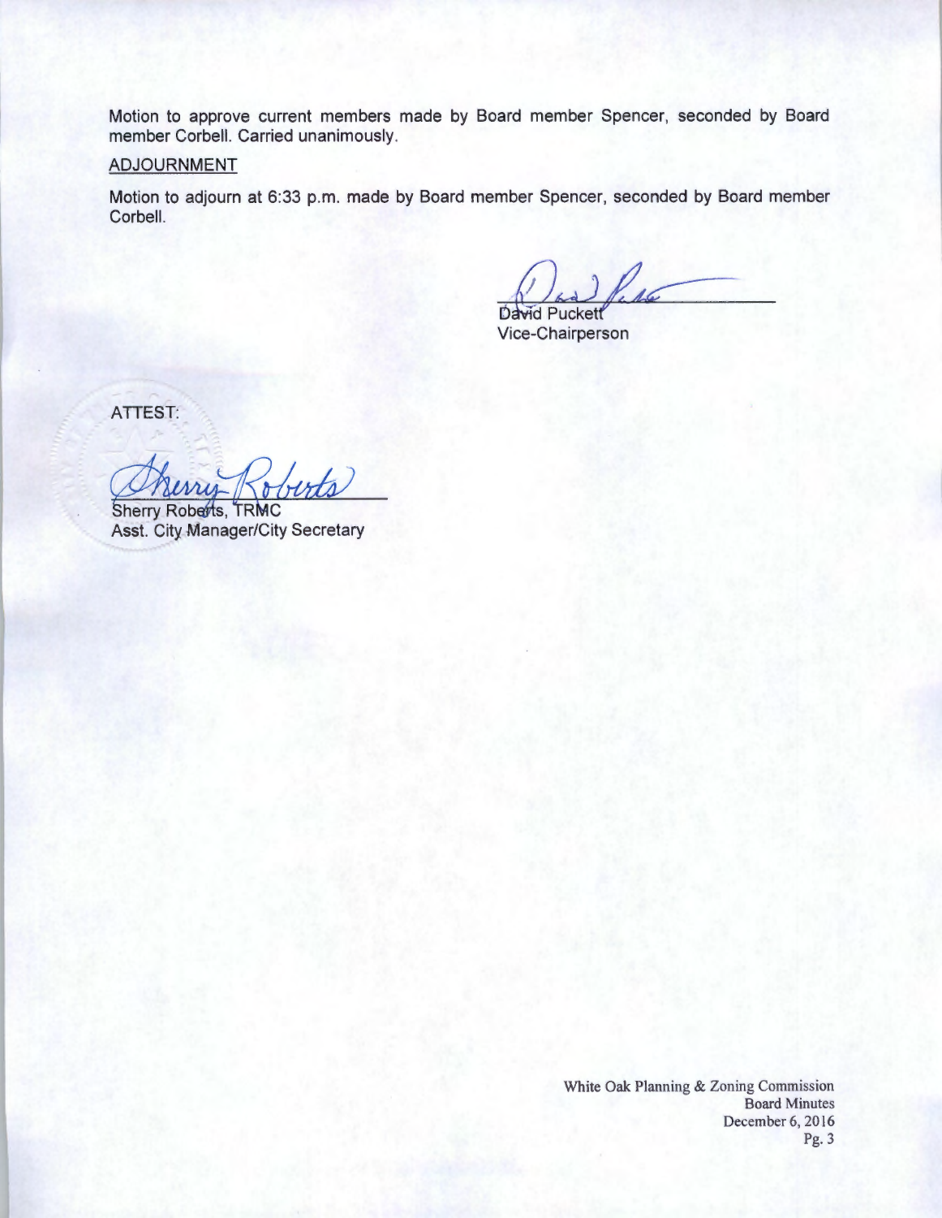Motion to approve current members made by Board member Spencer, seconded by Board member Corbell. Carried unanimously.

ADJOURNMENT

Motion to adjourn at 6:33 p.m. made by Board member Spencer, seconded by Board member Corbell.

David Puckett
Vice-Chairperson

ATTEST:

Sherry Roberts, TRMC
Asst. City Manager/City Secretary

White Oak Planning & Zoning Commission
Board Minutes
December 6, 2016